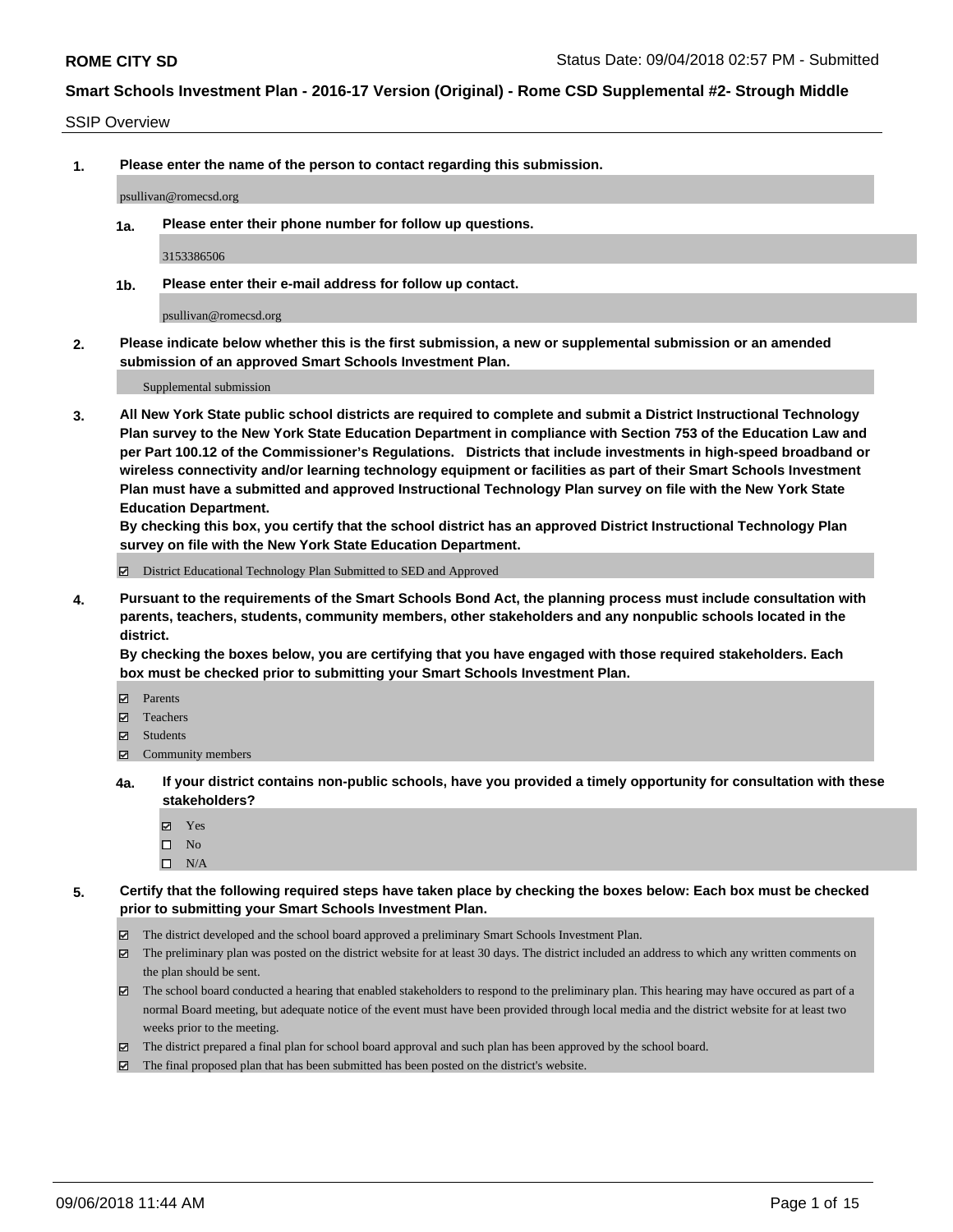# ROME CITY SD

Status Date: 09/04/2018 02:57 PM - Submitted

## Smart Schools Investment Plan - 2016-17 Version (Original) - Rome CSD Supplemental #2- Strough Middle

SSIP Overview

**1. Please enter the name of the person to contact regarding this submission.**

psullivan@romecsd.org

**1a. Please enter their phone number for follow up questions.**

3153386506

**1b. Please enter their e-mail address for follow up contact.**

psullivan@romecsd.org

**2. Please indicate below whether this is the first submission, a new or supplemental submission or an amended submission of an approved Smart Schools Investment Plan.**

Supplemental submission

**3. All New York State public school districts are required to complete and submit a District Instructional Technology Plan survey to the New York State Education Department in compliance with Section 753 of the Education Law and per Part 100.12 of the Commissioner's Regulations. Districts that include investments in high-speed broadband or wireless connectivity and/or learning technology equipment or facilities as part of their Smart Schools Investment Plan must have a submitted and approved Instructional Technology Plan survey on file with the New York State Education Department.**
**By checking this box, you certify that the school district has an approved District Instructional Technology Plan survey on file with the New York State Education Department.**

- ☑ District Educational Technology Plan Submitted to SED and Approved

**4. Pursuant to the requirements of the Smart Schools Bond Act, the planning process must include consultation with parents, teachers, students, community members, other stakeholders and any nonpublic schools located in the district.**
**By checking the boxes below, you are certifying that you have engaged with those required stakeholders. Each box must be checked prior to submitting your Smart Schools Investment Plan.**

- ☑ Parents
- ☑ Teachers
- ☑ Students
- ☑ Community members

**4a. If your district contains non-public schools, have you provided a timely opportunity for consultation with these stakeholders?**

- ☑ Yes
- ☐ No
- ☐ N/A

**5. Certify that the following required steps have taken place by checking the boxes below: Each box must be checked prior to submitting your Smart Schools Investment Plan.**

- ☑ The district developed and the school board approved a preliminary Smart Schools Investment Plan.
- ☑ The preliminary plan was posted on the district website for at least 30 days. The district included an address to which any written comments on the plan should be sent.
- ☑ The school board conducted a hearing that enabled stakeholders to respond to the preliminary plan. This hearing may have occured as part of a normal Board meeting, but adequate notice of the event must have been provided through local media and the district website for at least two weeks prior to the meeting.
- ☑ The district prepared a final plan for school board approval and such plan has been approved by the school board.
- ☑ The final proposed plan that has been submitted has been posted on the district's website.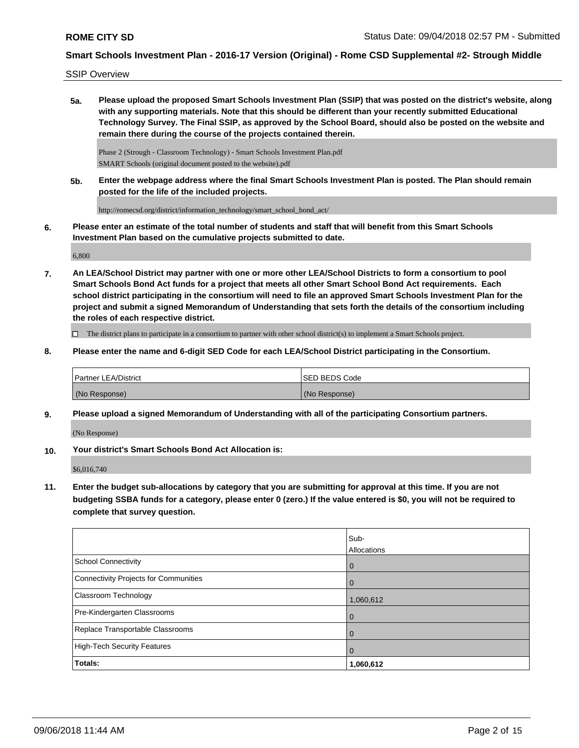SSIP Overview

**5a. Please upload the proposed Smart Schools Investment Plan (SSIP) that was posted on the district's website, along with any supporting materials. Note that this should be different than your recently submitted Educational Technology Survey. The Final SSIP, as approved by the School Board, should also be posted on the website and remain there during the course of the projects contained therein.**

Phase 2 (Strough - Classroom Technology) - Smart Schools Investment Plan.pdf
SMART Schools (original document posted to the website).pdf

**5b. Enter the webpage address where the final Smart Schools Investment Plan is posted. The Plan should remain posted for the life of the included projects.**

http://romecsd.org/district/information_technology/smart_school_bond_act/

**6. Please enter an estimate of the total number of students and staff that will benefit from this Smart Schools Investment Plan based on the cumulative projects submitted to date.**

6,800

**7. An LEA/School District may partner with one or more other LEA/School Districts to form a consortium to pool Smart Schools Bond Act funds for a project that meets all other Smart School Bond Act requirements. Each school district participating in the consortium will need to file an approved Smart Schools Investment Plan for the project and submit a signed Memorandum of Understanding that sets forth the details of the consortium including the roles of each respective district.**

☐ The district plans to participate in a consortium to partner with other school district(s) to implement a Smart Schools project.

**8. Please enter the name and 6-digit SED Code for each LEA/School District participating in the Consortium.**

| Partner LEA/District | SED BEDS Code |
|---|---|
| (No Response) | (No Response) |

**9. Please upload a signed Memorandum of Understanding with all of the participating Consortium partners.**

(No Response)

**10. Your district's Smart Schools Bond Act Allocation is:**

$6,016,740

**11. Enter the budget sub-allocations by category that you are submitting for approval at this time. If you are not budgeting SSBA funds for a category, please enter 0 (zero.) If the value entered is $0, you will not be required to complete that survey question.**

| | Sub-Allocations |
|---|---|
| School Connectivity | 0 |
| Connectivity Projects for Communities | 0 |
| Classroom Technology | 1,060,612 |
| Pre-Kindergarten Classrooms | 0 |
| Replace Transportable Classrooms | 0 |
| High-Tech Security Features | 0 |
| **Totals:** | **1,060,612** |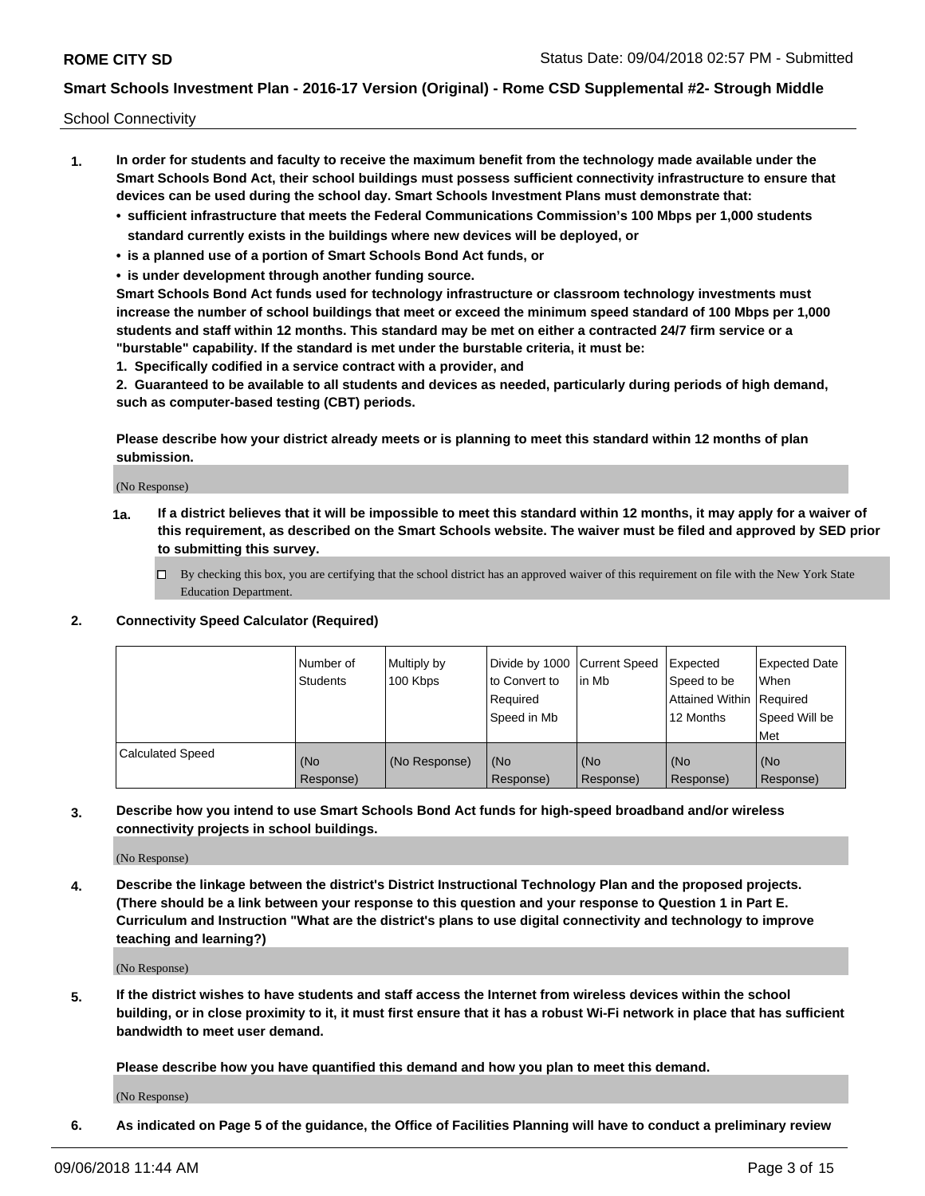School Connectivity

1. **In order for students and faculty to receive the maximum benefit from the technology made available under the Smart Schools Bond Act, their school buildings must possess sufficient connectivity infrastructure to ensure that devices can be used during the school day. Smart Schools Investment Plans must demonstrate that:**
   - **sufficient infrastructure that meets the Federal Communications Commission's 100 Mbps per 1,000 students standard currently exists in the buildings where new devices will be deployed, or**
   - **is a planned use of a portion of Smart Schools Bond Act funds, or**
   - **is under development through another funding source.**

   **Smart Schools Bond Act funds used for technology infrastructure or classroom technology investments must increase the number of school buildings that meet or exceed the minimum speed standard of 100 Mbps per 1,000 students and staff within 12 months. This standard may be met on either a contracted 24/7 firm service or a "burstable" capability. If the standard is met under the burstable criteria, it must be:**

   **1. Specifically codified in a service contract with a provider, and**

   **2. Guaranteed to be available to all students and devices as needed, particularly during periods of high demand, such as computer-based testing (CBT) periods.**

   **Please describe how your district already meets or is planning to meet this standard within 12 months of plan submission.**

   (No Response)

   **1a. If a district believes that it will be impossible to meet this standard within 12 months, it may apply for a waiver of this requirement, as described on the Smart Schools website. The waiver must be filed and approved by SED prior to submitting this survey.**

   ☐ By checking this box, you are certifying that the school district has an approved waiver of this requirement on file with the New York State Education Department.

2. **Connectivity Speed Calculator (Required)**

| | Number of Students | Multiply by 100 Kbps | Divide by 1000 to Convert to Required Speed in Mb | Current Speed in Mb | Expected Speed to be Attained Within 12 Months | Expected Date When Required Speed Will be Met |
|---|---|---|---|---|---|---|
| Calculated Speed | (No Response) | (No Response) | (No Response) | (No Response) | (No Response) | (No Response) |

3. **Describe how you intend to use Smart Schools Bond Act funds for high-speed broadband and/or wireless connectivity projects in school buildings.**

   (No Response)

4. **Describe the linkage between the district's District Instructional Technology Plan and the proposed projects. (There should be a link between your response to this question and your response to Question 1 in Part E. Curriculum and Instruction "What are the district's plans to use digital connectivity and technology to improve teaching and learning?)**

   (No Response)

5. **If the district wishes to have students and staff access the Internet from wireless devices within the school building, or in close proximity to it, it must first ensure that it has a robust Wi-Fi network in place that has sufficient bandwidth to meet user demand.**

   **Please describe how you have quantified this demand and how you plan to meet this demand.**

   (No Response)

6. **As indicated on Page 5 of the guidance, the Office of Facilities Planning will have to conduct a preliminary review**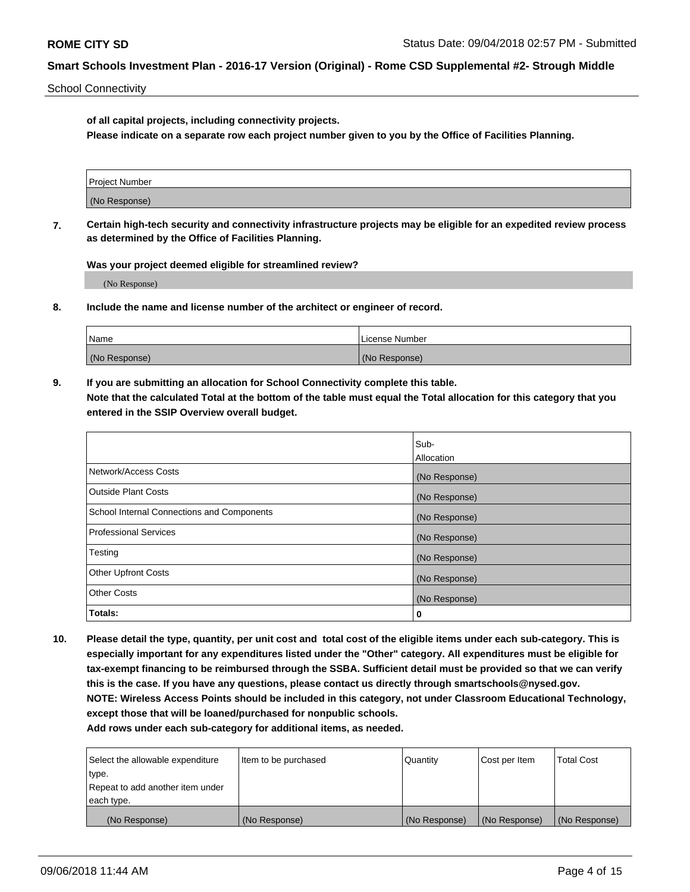**of all capital projects, including connectivity projects.**
**Please indicate on a separate row each project number given to you by the Office of Facilities Planning.**

| Project Number |
|---|
| (No Response) |

**7. Certain high-tech security and connectivity infrastructure projects may be eligible for an expedited review process as determined by the Office of Facilities Planning.**

**Was your project deemed eligible for streamlined review?**

(No Response)

**8. Include the name and license number of the architect or engineer of record.**

| Name | License Number |
|---|---|
| (No Response) | (No Response) |

**9. If you are submitting an allocation for School Connectivity complete this table.**
**Note that the calculated Total at the bottom of the table must equal the Total allocation for this category that you entered in the SSIP Overview overall budget.**

| | Sub-Allocation |
|---|---|
| Network/Access Costs | (No Response) |
| Outside Plant Costs | (No Response) |
| School Internal Connections and Components | (No Response) |
| Professional Services | (No Response) |
| Testing | (No Response) |
| Other Upfront Costs | (No Response) |
| Other Costs | (No Response) |
| **Totals:** | **0** |

**10. Please detail the type, quantity, per unit cost and total cost of the eligible items under each sub-category. This is especially important for any expenditures listed under the "Other" category. All expenditures must be eligible for tax-exempt financing to be reimbursed through the SSBA. Sufficient detail must be provided so that we can verify this is the case. If you have any questions, please contact us directly through smartschools@nysed.gov.**
**NOTE: Wireless Access Points should be included in this category, not under Classroom Educational Technology, except those that will be loaned/purchased for nonpublic schools.**
**Add rows under each sub-category for additional items, as needed.**

| Select the allowable expenditure type. Repeat to add another item under each type. | Item to be purchased | Quantity | Cost per Item | Total Cost |
|---|---|---|---|---|
| (No Response) | (No Response) | (No Response) | (No Response) | (No Response) |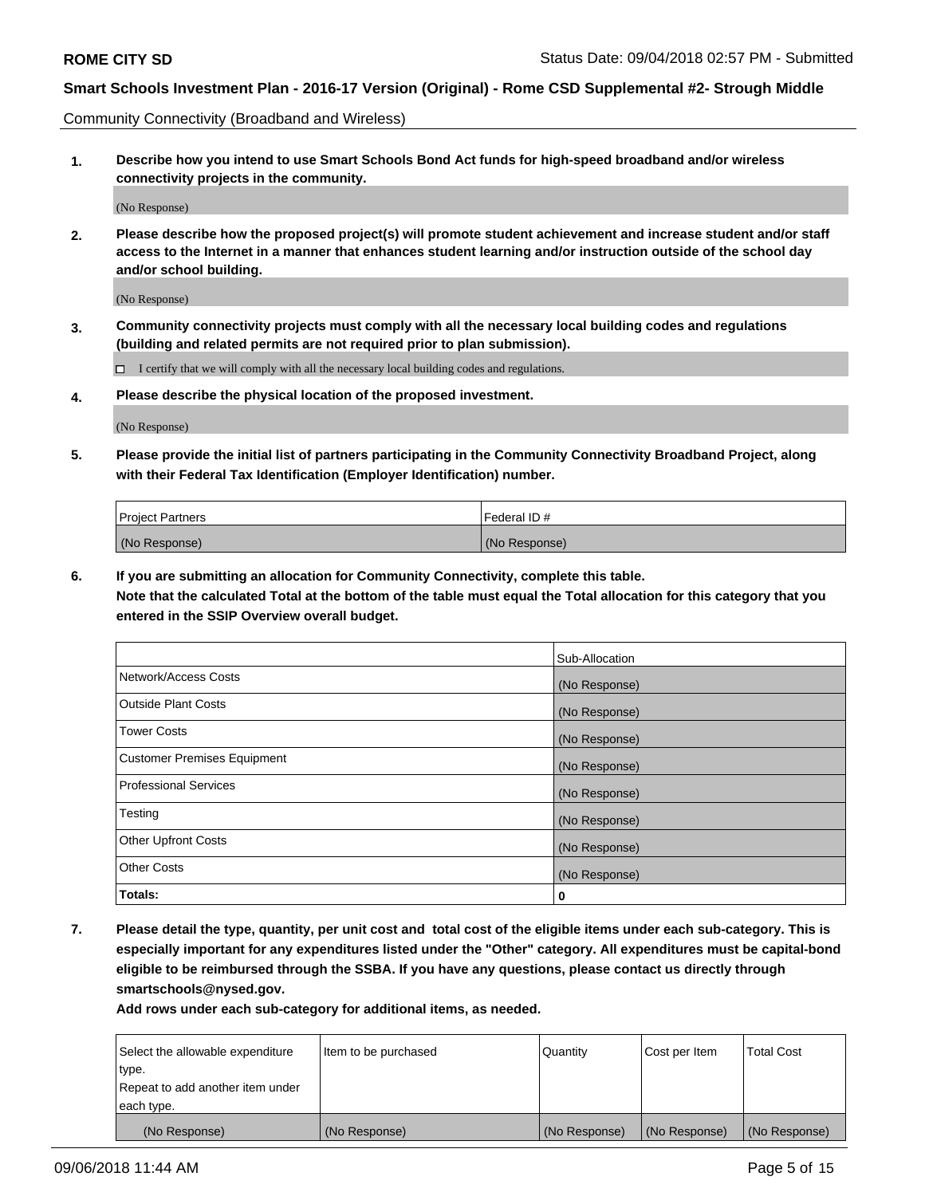Community Connectivity (Broadband and Wireless)

**1. Describe how you intend to use Smart Schools Bond Act funds for high-speed broadband and/or wireless connectivity projects in the community.**

(No Response)

**2. Please describe how the proposed project(s) will promote student achievement and increase student and/or staff access to the Internet in a manner that enhances student learning and/or instruction outside of the school day and/or school building.**

(No Response)

**3. Community connectivity projects must comply with all the necessary local building codes and regulations (building and related permits are not required prior to plan submission).**

☐ I certify that we will comply with all the necessary local building codes and regulations.

**4. Please describe the physical location of the proposed investment.**

(No Response)

**5. Please provide the initial list of partners participating in the Community Connectivity Broadband Project, along with their Federal Tax Identification (Employer Identification) number.**

| Project Partners | Federal ID # |
|---|---|
| (No Response) | (No Response) |

**6. If you are submitting an allocation for Community Connectivity, complete this table.**
**Note that the calculated Total at the bottom of the table must equal the Total allocation for this category that you entered in the SSIP Overview overall budget.**

| | Sub-Allocation |
|---|---|
| Network/Access Costs | (No Response) |
| Outside Plant Costs | (No Response) |
| Tower Costs | (No Response) |
| Customer Premises Equipment | (No Response) |
| Professional Services | (No Response) |
| Testing | (No Response) |
| Other Upfront Costs | (No Response) |
| Other Costs | (No Response) |
| **Totals:** | **0** |

**7. Please detail the type, quantity, per unit cost and total cost of the eligible items under each sub-category. This is especially important for any expenditures listed under the "Other" category. All expenditures must be capital-bond eligible to be reimbursed through the SSBA. If you have any questions, please contact us directly through smartschools@nysed.gov.**

**Add rows under each sub-category for additional items, as needed.**

| Select the allowable expenditure type. Repeat to add another item under each type. | Item to be purchased | Quantity | Cost per Item | Total Cost |
|---|---|---|---|---|
| (No Response) | (No Response) | (No Response) | (No Response) | (No Response) |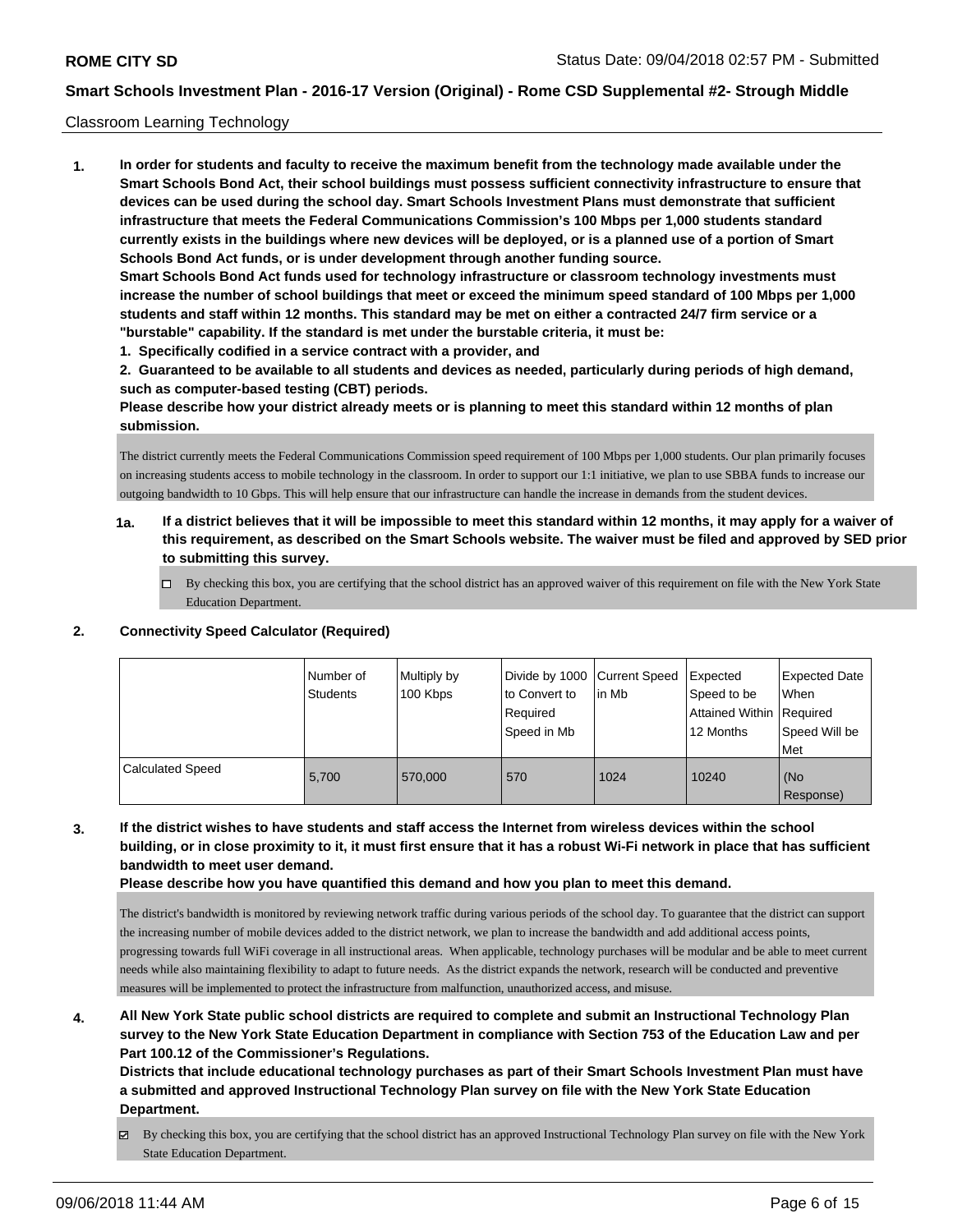## Classroom Learning Technology

**1. In order for students and faculty to receive the maximum benefit from the technology made available under the Smart Schools Bond Act, their school buildings must possess sufficient connectivity infrastructure to ensure that devices can be used during the school day. Smart Schools Investment Plans must demonstrate that sufficient infrastructure that meets the Federal Communications Commission's 100 Mbps per 1,000 students standard currently exists in the buildings where new devices will be deployed, or is a planned use of a portion of Smart Schools Bond Act funds, or is under development through another funding source.**

**Smart Schools Bond Act funds used for technology infrastructure or classroom technology investments must increase the number of school buildings that meet or exceed the minimum speed standard of 100 Mbps per 1,000 students and staff within 12 months. This standard may be met on either a contracted 24/7 firm service or a "burstable" capability. If the standard is met under the burstable criteria, it must be:**

**1. Specifically codified in a service contract with a provider, and**

**2. Guaranteed to be available to all students and devices as needed, particularly during periods of high demand, such as computer-based testing (CBT) periods.**

**Please describe how your district already meets or is planning to meet this standard within 12 months of plan submission.**

The district currently meets the Federal Communications Commission speed requirement of 100 Mbps per 1,000 students. Our plan primarily focuses on increasing students access to mobile technology in the classroom. In order to support our 1:1 initiative, we plan to use SBBA funds to increase our outgoing bandwidth to 10 Gbps. This will help ensure that our infrastructure can handle the increase in demands from the student devices.

**1a. If a district believes that it will be impossible to meet this standard within 12 months, it may apply for a waiver of this requirement, as described on the Smart Schools website. The waiver must be filed and approved by SED prior to submitting this survey.**

☐ By checking this box, you are certifying that the school district has an approved waiver of this requirement on file with the New York State Education Department.

**2. Connectivity Speed Calculator (Required)**

| | Number of Students | Multiply by 100 Kbps | Divide by 1000 to Convert to Required Speed in Mb | Current Speed in Mb | Expected Speed to be Attained Within 12 Months | Expected Date When Required Speed Will be Met |
|---|---|---|---|---|---|---|
| Calculated Speed | 5,700 | 570,000 | 570 | 1024 | 10240 | (No Response) |

**3. If the district wishes to have students and staff access the Internet from wireless devices within the school building, or in close proximity to it, it must first ensure that it has a robust Wi-Fi network in place that has sufficient bandwidth to meet user demand.**

**Please describe how you have quantified this demand and how you plan to meet this demand.**

The district's bandwidth is monitored by reviewing network traffic during various periods of the school day. To guarantee that the district can support the increasing number of mobile devices added to the district network, we plan to increase the bandwidth and add additional access points, progressing towards full WiFi coverage in all instructional areas. When applicable, technology purchases will be modular and be able to meet current needs while also maintaining flexibility to adapt to future needs. As the district expands the network, research will be conducted and preventive measures will be implemented to protect the infrastructure from malfunction, unauthorized access, and misuse.

**4. All New York State public school districts are required to complete and submit an Instructional Technology Plan survey to the New York State Education Department in compliance with Section 753 of the Education Law and per Part 100.12 of the Commissioner's Regulations.**

**Districts that include educational technology purchases as part of their Smart Schools Investment Plan must have a submitted and approved Instructional Technology Plan survey on file with the New York State Education Department.**

☑ By checking this box, you are certifying that the school district has an approved Instructional Technology Plan survey on file with the New York State Education Department.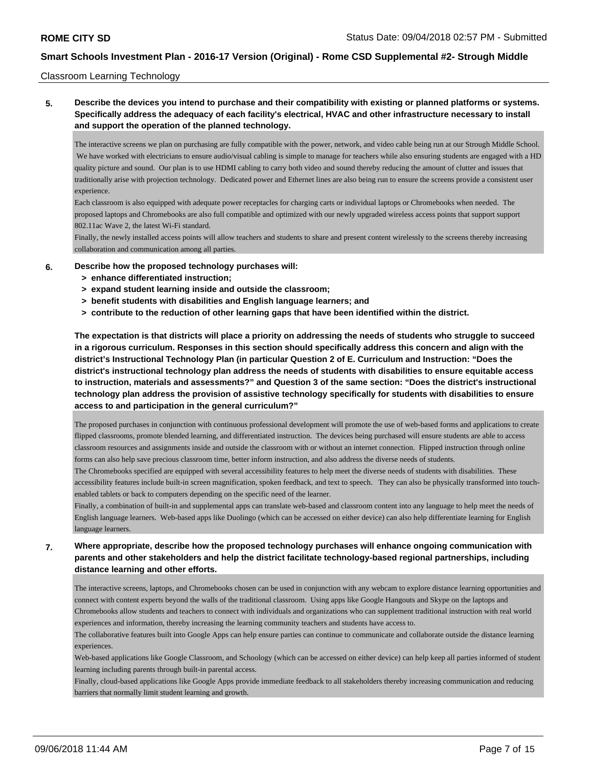Classroom Learning Technology

**5. Describe the devices you intend to purchase and their compatibility with existing or planned platforms or systems. Specifically address the adequacy of each facility's electrical, HVAC and other infrastructure necessary to install and support the operation of the planned technology.**

The interactive screens we plan on purchasing are fully compatible with the power, network, and video cable being run at our Strough Middle School. We have worked with electricians to ensure audio/visual cabling is simple to manage for teachers while also ensuring students are engaged with a HD quality picture and sound. Our plan is to use HDMI cabling to carry both video and sound thereby reducing the amount of clutter and issues that traditionally arise with projection technology. Dedicated power and Ethernet lines are also being run to ensure the screens provide a consistent user experience.

Each classroom is also equipped with adequate power receptacles for charging carts or individual laptops or Chromebooks when needed. The proposed laptops and Chromebooks are also full compatible and optimized with our newly upgraded wireless access points that support support 802.11ac Wave 2, the latest Wi-Fi standard.

Finally, the newly installed access points will allow teachers and students to share and present content wirelessly to the screens thereby increasing collaboration and communication among all parties.

**6. Describe how the proposed technology purchases will:**
- **> enhance differentiated instruction;**
- **> expand student learning inside and outside the classroom;**
- **> benefit students with disabilities and English language learners; and**
- **> contribute to the reduction of other learning gaps that have been identified within the district.**

**The expectation is that districts will place a priority on addressing the needs of students who struggle to succeed in a rigorous curriculum. Responses in this section should specifically address this concern and align with the district's Instructional Technology Plan (in particular Question 2 of E. Curriculum and Instruction: "Does the district's instructional technology plan address the needs of students with disabilities to ensure equitable access to instruction, materials and assessments?" and Question 3 of the same section: "Does the district's instructional technology plan address the provision of assistive technology specifically for students with disabilities to ensure access to and participation in the general curriculum?"**

The proposed purchases in conjunction with continuous professional development will promote the use of web-based forms and applications to create flipped classrooms, promote blended learning, and differentiated instruction. The devices being purchased will ensure students are able to access classroom resources and assignments inside and outside the classroom with or without an internet connection. Flipped instruction through online forms can also help save precious classroom time, better inform instruction, and also address the diverse needs of students.

The Chromebooks specified are equipped with several accessibility features to help meet the diverse needs of students with disabilities. These accessibility features include built-in screen magnification, spoken feedback, and text to speech. They can also be physically transformed into touch-enabled tablets or back to computers depending on the specific need of the learner.

Finally, a combination of built-in and supplemental apps can translate web-based and classroom content into any language to help meet the needs of English language learners. Web-based apps like Duolingo (which can be accessed on either device) can also help differentiate learning for English language learners.

**7. Where appropriate, describe how the proposed technology purchases will enhance ongoing communication with parents and other stakeholders and help the district facilitate technology-based regional partnerships, including distance learning and other efforts.**

The interactive screens, laptops, and Chromebooks chosen can be used in conjunction with any webcam to explore distance learning opportunities and connect with content experts beyond the walls of the traditional classroom. Using apps like Google Hangouts and Skype on the laptops and Chromebooks allow students and teachers to connect with individuals and organizations who can supplement traditional instruction with real world experiences and information, thereby increasing the learning community teachers and students have access to.

The collaborative features built into Google Apps can help ensure parties can continue to communicate and collaborate outside the distance learning experiences.

Web-based applications like Google Classroom, and Schoology (which can be accessed on either device) can help keep all parties informed of student learning including parents through built-in parental access.

Finally, cloud-based applications like Google Apps provide immediate feedback to all stakeholders thereby increasing communication and reducing barriers that normally limit student learning and growth.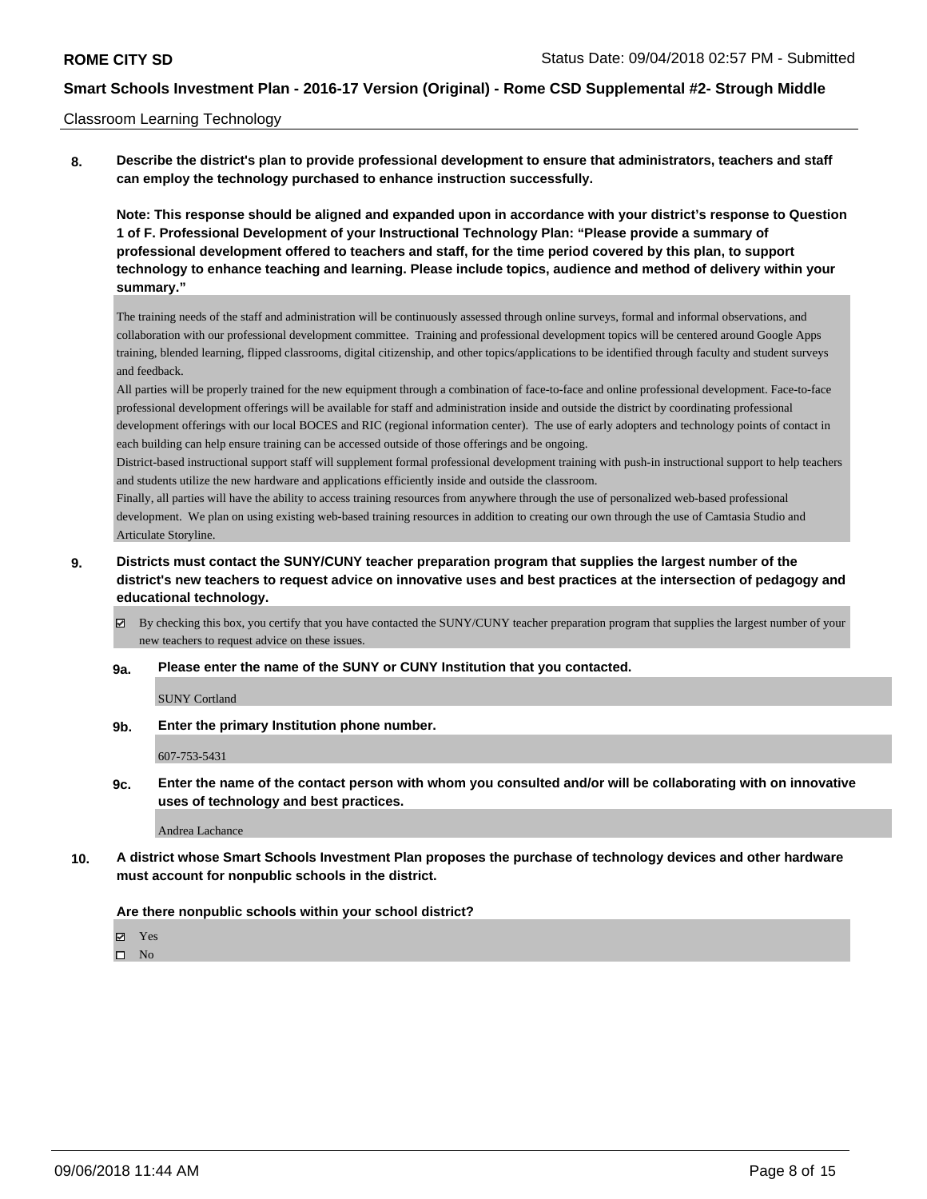Classroom Learning Technology

**8. Describe the district's plan to provide professional development to ensure that administrators, teachers and staff can employ the technology purchased to enhance instruction successfully.**

**Note: This response should be aligned and expanded upon in accordance with your district's response to Question 1 of F. Professional Development of your Instructional Technology Plan: "Please provide a summary of professional development offered to teachers and staff, for the time period covered by this plan, to support technology to enhance teaching and learning. Please include topics, audience and method of delivery within your summary."**

The training needs of the staff and administration will be continuously assessed through online surveys, formal and informal observations, and collaboration with our professional development committee. Training and professional development topics will be centered around Google Apps training, blended learning, flipped classrooms, digital citizenship, and other topics/applications to be identified through faculty and student surveys and feedback.

All parties will be properly trained for the new equipment through a combination of face-to-face and online professional development. Face-to-face professional development offerings will be available for staff and administration inside and outside the district by coordinating professional development offerings with our local BOCES and RIC (regional information center). The use of early adopters and technology points of contact in each building can help ensure training can be accessed outside of those offerings and be ongoing.

District-based instructional support staff will supplement formal professional development training with push-in instructional support to help teachers and students utilize the new hardware and applications efficiently inside and outside the classroom.

Finally, all parties will have the ability to access training resources from anywhere through the use of personalized web-based professional development. We plan on using existing web-based training resources in addition to creating our own through the use of Camtasia Studio and Articulate Storyline.

**9. Districts must contact the SUNY/CUNY teacher preparation program that supplies the largest number of the district's new teachers to request advice on innovative uses and best practices at the intersection of pedagogy and educational technology.**

☑ By checking this box, you certify that you have contacted the SUNY/CUNY teacher preparation program that supplies the largest number of your new teachers to request advice on these issues.

**9a. Please enter the name of the SUNY or CUNY Institution that you contacted.**

SUNY Cortland

**9b. Enter the primary Institution phone number.**

607-753-5431

**9c. Enter the name of the contact person with whom you consulted and/or will be collaborating with on innovative uses of technology and best practices.**

Andrea Lachance

**10. A district whose Smart Schools Investment Plan proposes the purchase of technology devices and other hardware must account for nonpublic schools in the district.**

**Are there nonpublic schools within your school district?**

☑ Yes
☐ No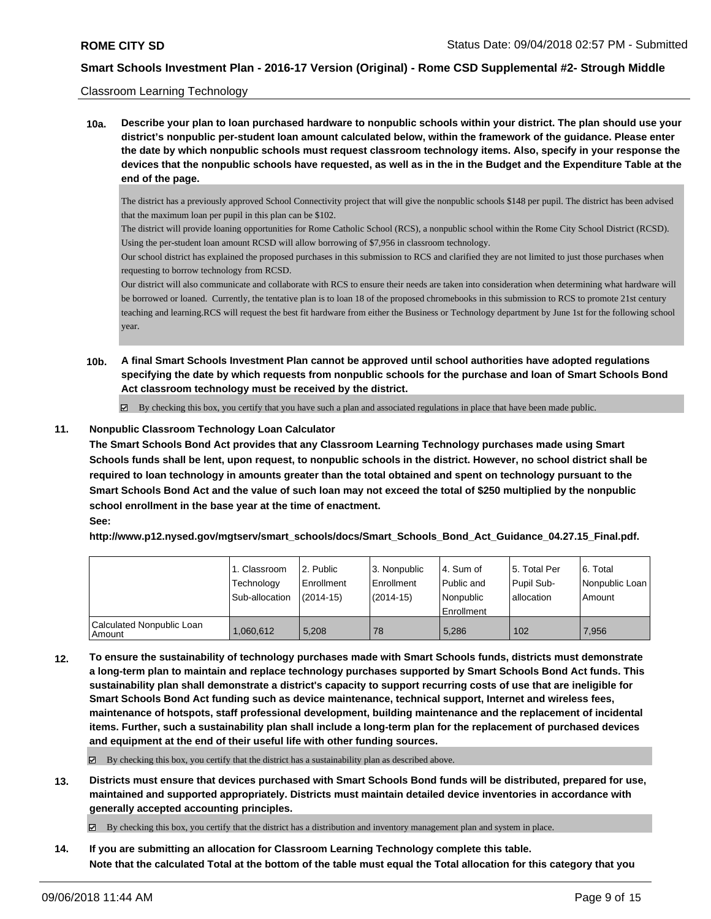Classroom Learning Technology

**10a. Describe your plan to loan purchased hardware to nonpublic schools within your district. The plan should use your district's nonpublic per-student loan amount calculated below, within the framework of the guidance. Please enter the date by which nonpublic schools must request classroom technology items. Also, specify in your response the devices that the nonpublic schools have requested, as well as in the in the Budget and the Expenditure Table at the end of the page.**

The district has a previously approved School Connectivity project that will give the nonpublic schools $148 per pupil. The district has been advised that the maximum loan per pupil in this plan can be $102.

The district will provide loaning opportunities for Rome Catholic School (RCS), a nonpublic school within the Rome City School District (RCSD). Using the per-student loan amount RCSD will allow borrowing of $7,956 in classroom technology.

Our school district has explained the proposed purchases in this submission to RCS and clarified they are not limited to just those purchases when requesting to borrow technology from RCSD.

Our district will also communicate and collaborate with RCS to ensure their needs are taken into consideration when determining what hardware will be borrowed or loaned. Currently, the tentative plan is to loan 18 of the proposed chromebooks in this submission to RCS to promote 21st century teaching and learning.RCS will request the best fit hardware from either the Business or Technology department by June 1st for the following school year.

**10b. A final Smart Schools Investment Plan cannot be approved until school authorities have adopted regulations specifying the date by which requests from nonpublic schools for the purchase and loan of Smart Schools Bond Act classroom technology must be received by the district.**

☑ By checking this box, you certify that you have such a plan and associated regulations in place that have been made public.

**11. Nonpublic Classroom Technology Loan Calculator**

**The Smart Schools Bond Act provides that any Classroom Learning Technology purchases made using Smart Schools funds shall be lent, upon request, to nonpublic schools in the district. However, no school district shall be required to loan technology in amounts greater than the total obtained and spent on technology pursuant to the Smart Schools Bond Act and the value of such loan may not exceed the total of $250 multiplied by the nonpublic school enrollment in the base year at the time of enactment.**

**See:**

**http://www.p12.nysed.gov/mgtserv/smart_schools/docs/Smart_Schools_Bond_Act_Guidance_04.27.15_Final.pdf.**

| | 1. Classroom Technology Sub-allocation | 2. Public Enrollment (2014-15) | 3. Nonpublic Enrollment (2014-15) | 4. Sum of Public and Nonpublic Enrollment | 5. Total Per Pupil Sub-allocation | 6. Total Nonpublic Loan Amount |
|---|---|---|---|---|---|---|
| Calculated Nonpublic Loan Amount | 1,060,612 | 5,208 | 78 | 5,286 | 102 | 7,956 |

**12. To ensure the sustainability of technology purchases made with Smart Schools funds, districts must demonstrate a long-term plan to maintain and replace technology purchases supported by Smart Schools Bond Act funds. This sustainability plan shall demonstrate a district's capacity to support recurring costs of use that are ineligible for Smart Schools Bond Act funding such as device maintenance, technical support, Internet and wireless fees, maintenance of hotspots, staff professional development, building maintenance and the replacement of incidental items. Further, such a sustainability plan shall include a long-term plan for the replacement of purchased devices and equipment at the end of their useful life with other funding sources.**

☑ By checking this box, you certify that the district has a sustainability plan as described above.

**13. Districts must ensure that devices purchased with Smart Schools Bond funds will be distributed, prepared for use, maintained and supported appropriately. Districts must maintain detailed device inventories in accordance with generally accepted accounting principles.**

☑ By checking this box, you certify that the district has a distribution and inventory management plan and system in place.

**14. If you are submitting an allocation for Classroom Learning Technology complete this table.**
**Note that the calculated Total at the bottom of the table must equal the Total allocation for this category that you**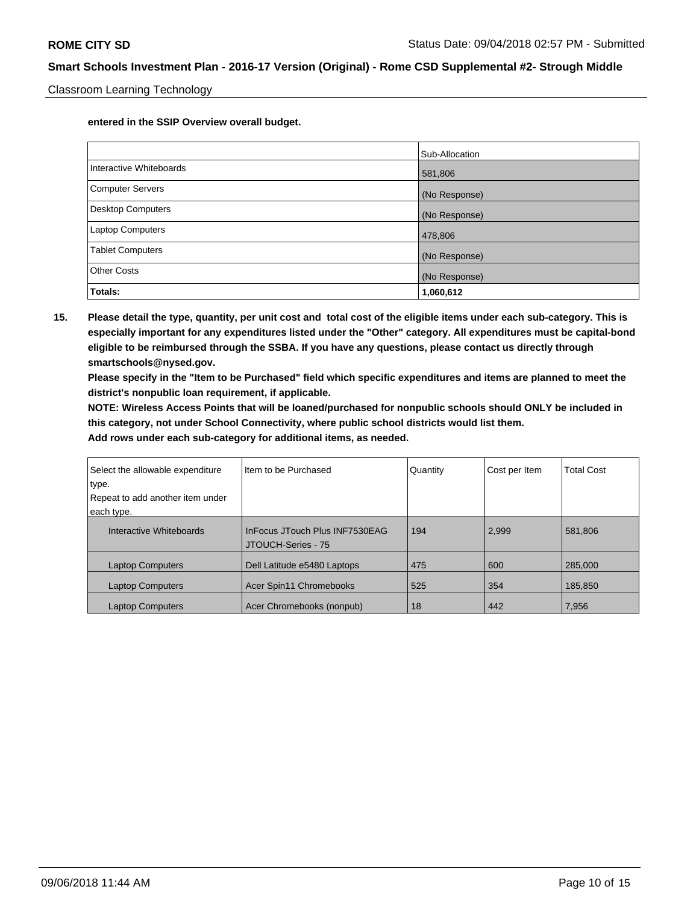**entered in the SSIP Overview overall budget.**

| | Sub-Allocation |
|---|---|
| Interactive Whiteboards | 581,806 |
| Computer Servers | (No Response) |
| Desktop Computers | (No Response) |
| Laptop Computers | 478,806 |
| Tablet Computers | (No Response) |
| Other Costs | (No Response) |
| **Totals:** | **1,060,612** |

**15. Please detail the type, quantity, per unit cost and total cost of the eligible items under each sub-category. This is especially important for any expenditures listed under the "Other" category. All expenditures must be capital-bond eligible to be reimbursed through the SSBA. If you have any questions, please contact us directly through smartschools@nysed.gov.**

**Please specify in the "Item to be Purchased" field which specific expenditures and items are planned to meet the district's nonpublic loan requirement, if applicable.**

**NOTE: Wireless Access Points that will be loaned/purchased for nonpublic schools should ONLY be included in this category, not under School Connectivity, where public school districts would list them.**

**Add rows under each sub-category for additional items, as needed.**

| Select the allowable expenditure type. Repeat to add another item under each type. | Item to be Purchased | Quantity | Cost per Item | Total Cost |
|---|---|---|---|---|
| Interactive Whiteboards | InFocus JTouch Plus INF7530EAG JTOUCH-Series - 75 | 194 | 2,999 | 581,806 |
| Laptop Computers | Dell Latitude e5480 Laptops | 475 | 600 | 285,000 |
| Laptop Computers | Acer Spin11 Chromebooks | 525 | 354 | 185,850 |
| Laptop Computers | Acer Chromebooks (nonpub) | 18 | 442 | 7,956 |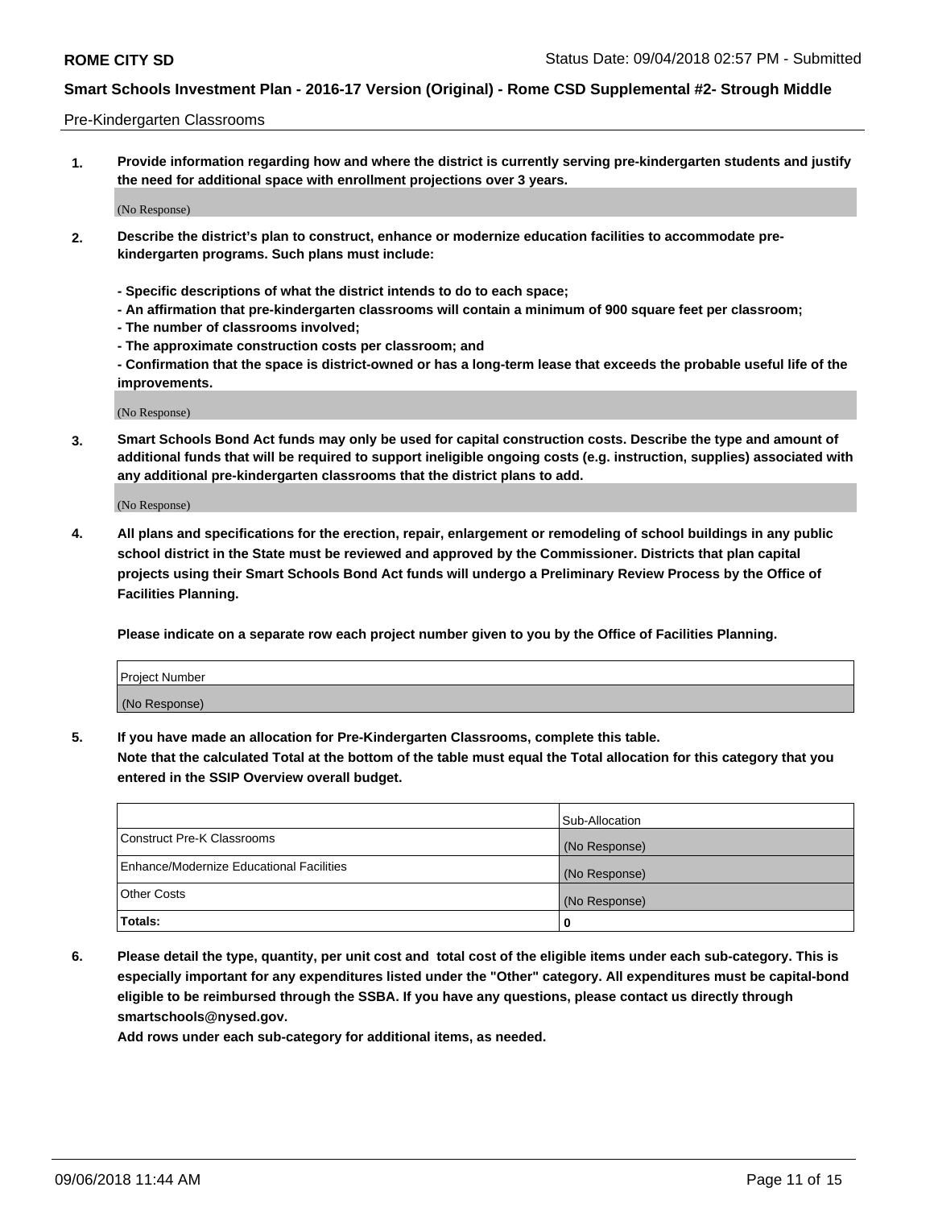Pre-Kindergarten Classrooms

1. **Provide information regarding how and where the district is currently serving pre-kindergarten students and justify the need for additional space with enrollment projections over 3 years.**

(No Response)

2. **Describe the district's plan to construct, enhance or modernize education facilities to accommodate pre-kindergarten programs. Such plans must include:**

   **- Specific descriptions of what the district intends to do to each space;**
   **- An affirmation that pre-kindergarten classrooms will contain a minimum of 900 square feet per classroom;**
   **- The number of classrooms involved;**
   **- The approximate construction costs per classroom; and**
   **- Confirmation that the space is district-owned or has a long-term lease that exceeds the probable useful life of the improvements.**

(No Response)

3. **Smart Schools Bond Act funds may only be used for capital construction costs. Describe the type and amount of additional funds that will be required to support ineligible ongoing costs (e.g. instruction, supplies) associated with any additional pre-kindergarten classrooms that the district plans to add.**

(No Response)

4. **All plans and specifications for the erection, repair, enlargement or remodeling of school buildings in any public school district in the State must be reviewed and approved by the Commissioner. Districts that plan capital projects using their Smart Schools Bond Act funds will undergo a Preliminary Review Process by the Office of Facilities Planning.**

   **Please indicate on a separate row each project number given to you by the Office of Facilities Planning.**

| Project Number |
| --- |
| (No Response) |

5. **If you have made an allocation for Pre-Kindergarten Classrooms, complete this table. Note that the calculated Total at the bottom of the table must equal the Total allocation for this category that you entered in the SSIP Overview overall budget.**

| | Sub-Allocation |
| --- | --- |
| Construct Pre-K Classrooms | (No Response) |
| Enhance/Modernize Educational Facilities | (No Response) |
| Other Costs | (No Response) |
| **Totals:** | **0** |

6. **Please detail the type, quantity, per unit cost and total cost of the eligible items under each sub-category. This is especially important for any expenditures listed under the "Other" category. All expenditures must be capital-bond eligible to be reimbursed through the SSBA. If you have any questions, please contact us directly through smartschools@nysed.gov.**

   **Add rows under each sub-category for additional items, as needed.**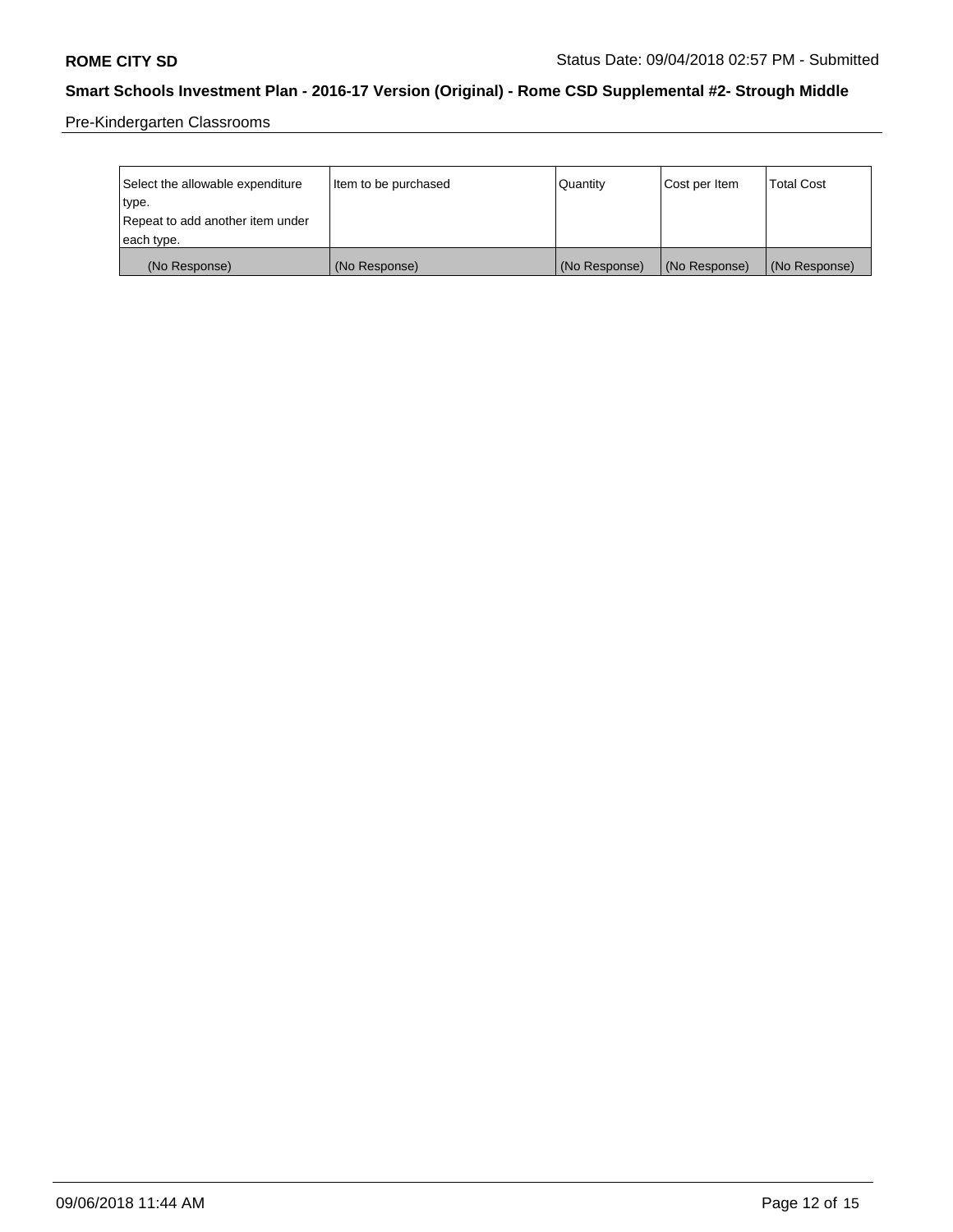Pre-Kindergarten Classrooms

| Select the allowable expenditure type. Repeat to add another item under each type. | Item to be purchased | Quantity | Cost per Item | Total Cost |
|---|---|---|---|---|
| (No Response) | (No Response) | (No Response) | (No Response) | (No Response) |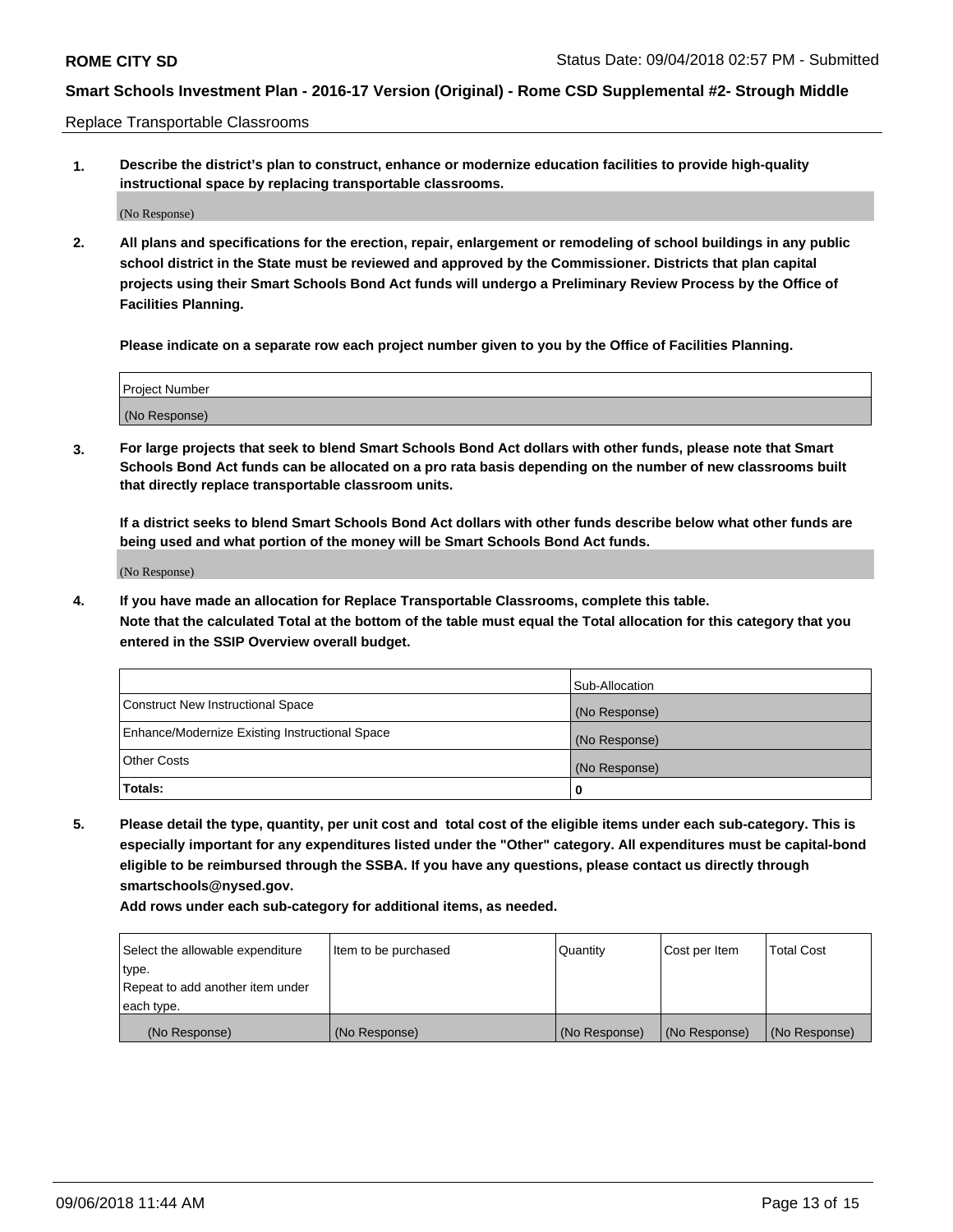Replace Transportable Classrooms

1. **Describe the district's plan to construct, enhance or modernize education facilities to provide high-quality instructional space by replacing transportable classrooms.**

(No Response)

2. **All plans and specifications for the erection, repair, enlargement or remodeling of school buildings in any public school district in the State must be reviewed and approved by the Commissioner. Districts that plan capital projects using their Smart Schools Bond Act funds will undergo a Preliminary Review Process by the Office of Facilities Planning.**

   **Please indicate on a separate row each project number given to you by the Office of Facilities Planning.**

| Project Number |
|---|
| (No Response) |

3. **For large projects that seek to blend Smart Schools Bond Act dollars with other funds, please note that Smart Schools Bond Act funds can be allocated on a pro rata basis depending on the number of new classrooms built that directly replace transportable classroom units.**

   **If a district seeks to blend Smart Schools Bond Act dollars with other funds describe below what other funds are being used and what portion of the money will be Smart Schools Bond Act funds.**

(No Response)

4. **If you have made an allocation for Replace Transportable Classrooms, complete this table. Note that the calculated Total at the bottom of the table must equal the Total allocation for this category that you entered in the SSIP Overview overall budget.**

| | Sub-Allocation |
|---|---|
| Construct New Instructional Space | (No Response) |
| Enhance/Modernize Existing Instructional Space | (No Response) |
| Other Costs | (No Response) |
| **Totals:** | **0** |

5. **Please detail the type, quantity, per unit cost and total cost of the eligible items under each sub-category. This is especially important for any expenditures listed under the "Other" category. All expenditures must be capital-bond eligible to be reimbursed through the SSBA. If you have any questions, please contact us directly through smartschools@nysed.gov.**

   **Add rows under each sub-category for additional items, as needed.**

| Select the allowable expenditure type. Repeat to add another item under each type. | Item to be purchased | Quantity | Cost per Item | Total Cost |
|---|---|---|---|---|
| (No Response) | (No Response) | (No Response) | (No Response) | (No Response) |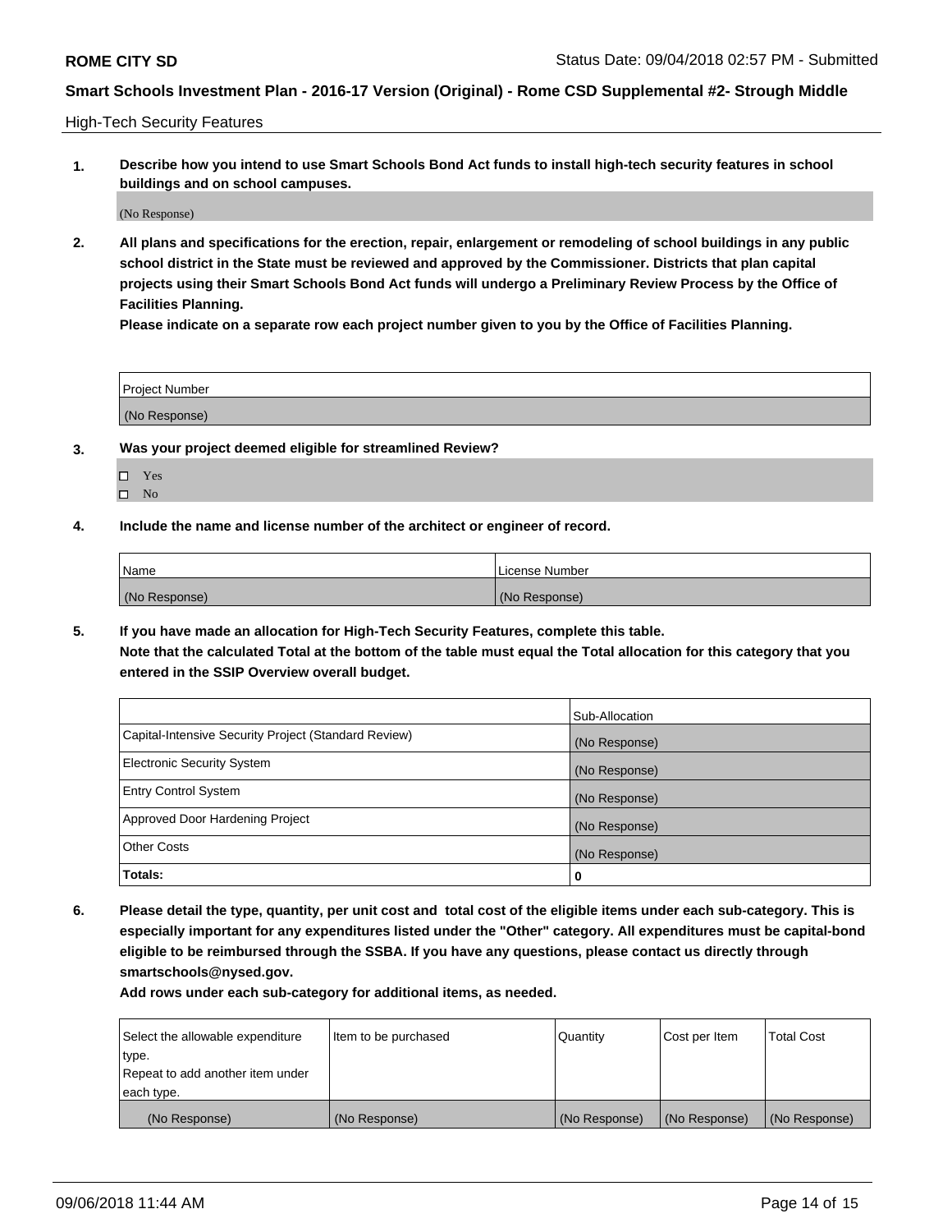High-Tech Security Features

**1. Describe how you intend to use Smart Schools Bond Act funds to install high-tech security features in school buildings and on school campuses.**

(No Response)

**2. All plans and specifications for the erection, repair, enlargement or remodeling of school buildings in any public school district in the State must be reviewed and approved by the Commissioner. Districts that plan capital projects using their Smart Schools Bond Act funds will undergo a Preliminary Review Process by the Office of Facilities Planning.**

**Please indicate on a separate row each project number given to you by the Office of Facilities Planning.**

| Project Number |
|---|
| (No Response) |

**3. Was your project deemed eligible for streamlined Review?**

- ☐ Yes
- ☐ No

**4. Include the name and license number of the architect or engineer of record.**

| Name | License Number |
|---|---|
| (No Response) | (No Response) |

**5. If you have made an allocation for High-Tech Security Features, complete this table.**
**Note that the calculated Total at the bottom of the table must equal the Total allocation for this category that you entered in the SSIP Overview overall budget.**

| | Sub-Allocation |
|---|---|
| Capital-Intensive Security Project (Standard Review) | (No Response) |
| Electronic Security System | (No Response) |
| Entry Control System | (No Response) |
| Approved Door Hardening Project | (No Response) |
| Other Costs | (No Response) |
| **Totals:** | **0** |

**6. Please detail the type, quantity, per unit cost and total cost of the eligible items under each sub-category. This is especially important for any expenditures listed under the "Other" category. All expenditures must be capital-bond eligible to be reimbursed through the SSBA. If you have any questions, please contact us directly through smartschools@nysed.gov.**

**Add rows under each sub-category for additional items, as needed.**

| Select the allowable expenditure type. Repeat to add another item under each type. | Item to be purchased | Quantity | Cost per Item | Total Cost |
|---|---|---|---|---|
| (No Response) | (No Response) | (No Response) | (No Response) | (No Response) |